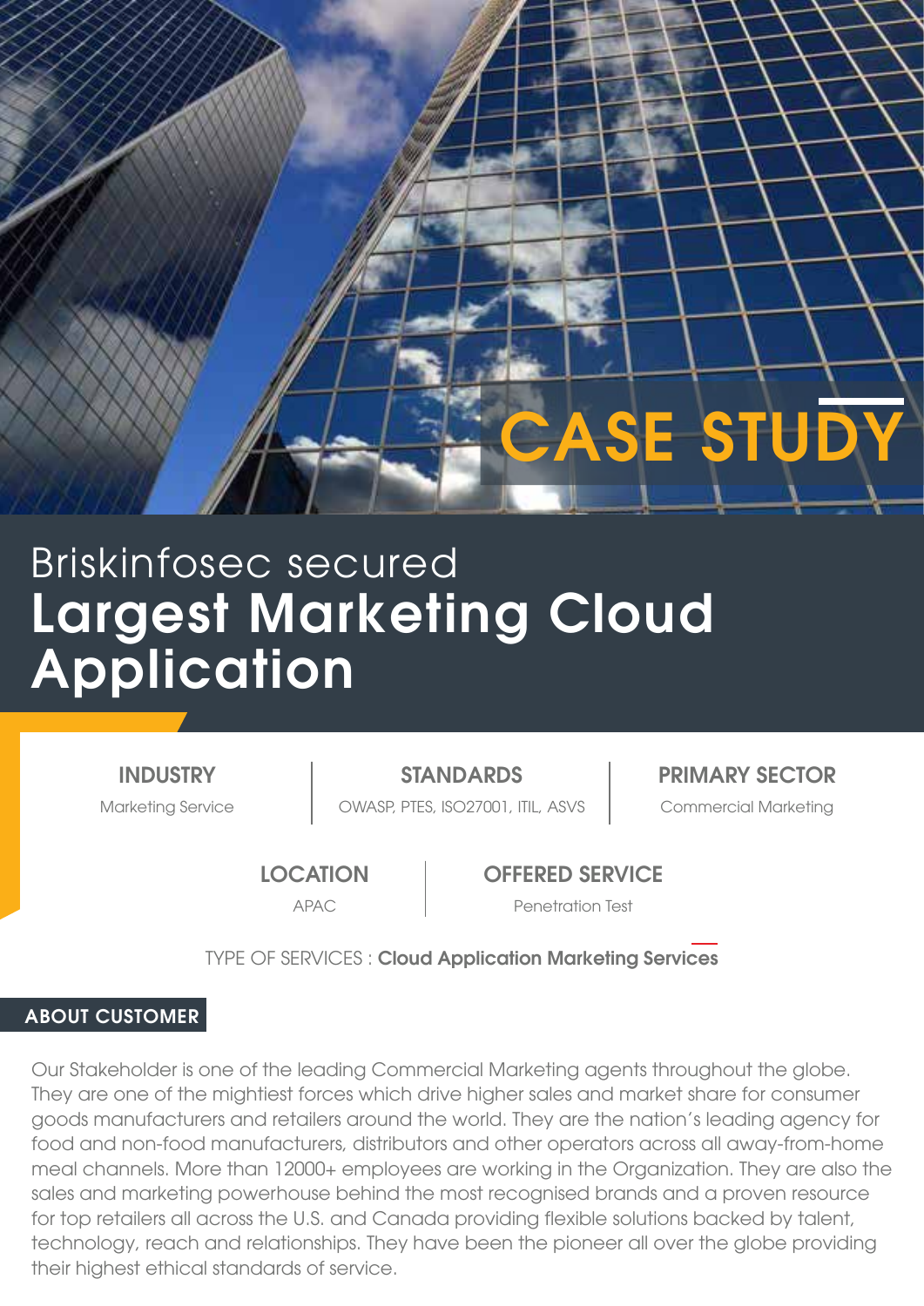# CASE STUDY

# Briskinfosec secured **Largest Marketing Cloud Application**

**INDUSTRY**
Marketing Service

**STANDARDS**
OWASP, PTES, ISO27001, ITIL, ASVS

**PRIMARY SECTOR**
Commercial Marketing

**LOCATION**
APAC

**OFFERED SERVICE**
Penetration Test

TYPE OF SERVICES : **Cloud Application Marketing Services**

## ABOUT CUSTOMER

Our Stakeholder is one of the leading Commercial Marketing agents throughout the globe. They are one of the mightiest forces which drive higher sales and market share for consumer goods manufacturers and retailers around the world. They are the nation's leading agency for food and non-food manufacturers, distributors and other operators across all away-from-home meal channels. More than 12000+ employees are working in the Organization. They are also the sales and marketing powerhouse behind the most recognised brands and a proven resource for top retailers all across the U.S. and Canada providing flexible solutions backed by talent, technology, reach and relationships. They have been the pioneer all over the globe providing their highest ethical standards of service.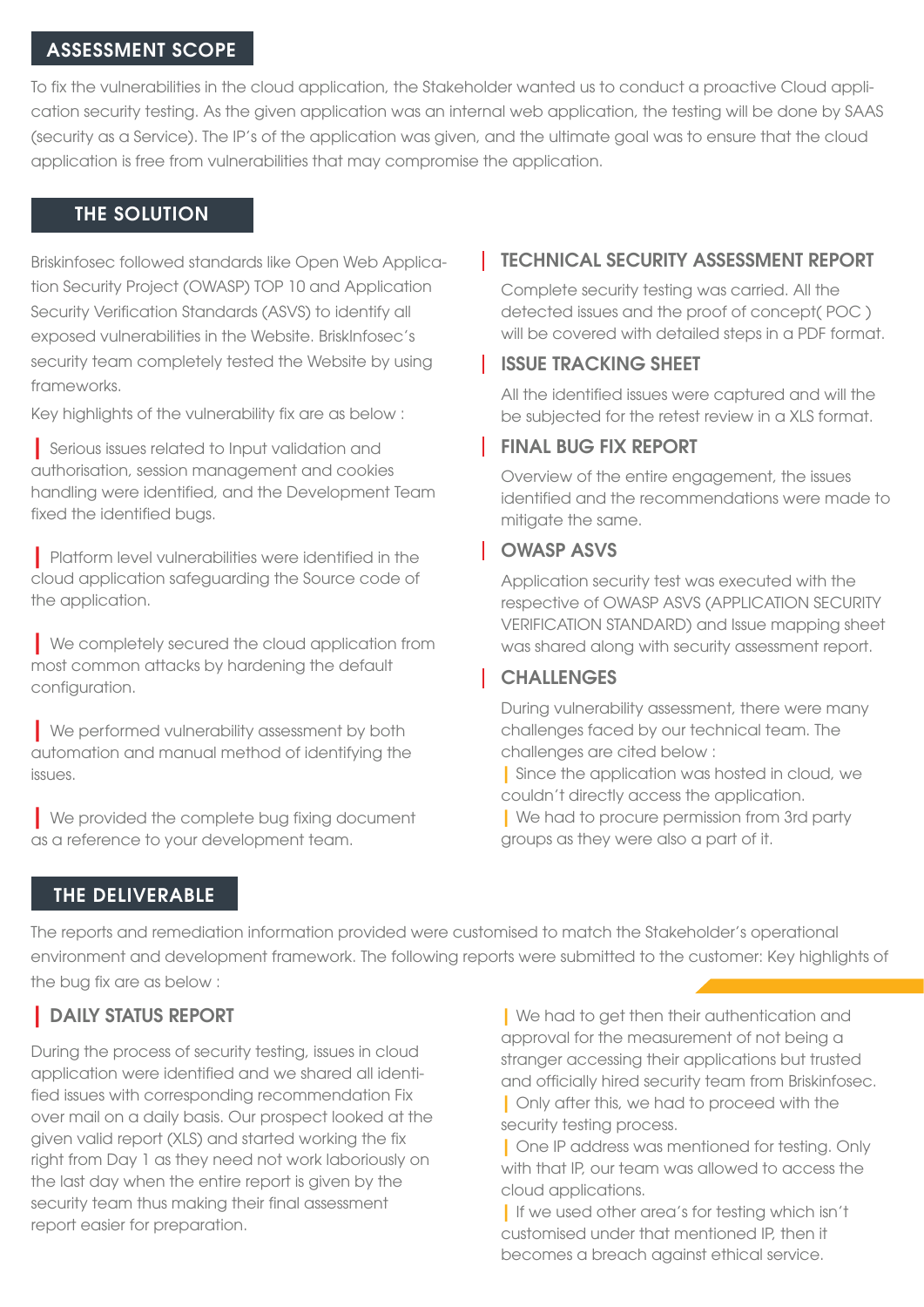## ASSESSMENT SCOPE

To fix the vulnerabilities in the cloud application, the Stakeholder wanted us to conduct a proactive Cloud application security testing. As the given application was an internal web application, the testing will be done by SAAS (security as a Service). The IP's of the application was given, and the ultimate goal was to ensure that the cloud application is free from vulnerabilities that may compromise the application.

## THE SOLUTION

Briskinfosec followed standards like Open Web Application Security Project (OWASP) TOP 10 and Application Security Verification Standards (ASVS) to identify all exposed vulnerabilities in the Website. BriskInfosec's security team completely tested the Website by using frameworks.

Key highlights of the vulnerability fix are as below :

- Serious issues related to Input validation and authorisation, session management and cookies handling were identified, and the Development Team fixed the identified bugs.
- Platform level vulnerabilities were identified in the cloud application safeguarding the Source code of the application.
- We completely secured the cloud application from most common attacks by hardening the default configuration.
- We performed vulnerability assessment by both automation and manual method of identifying the issues.
- We provided the complete bug fixing document as a reference to your development team.

### TECHNICAL SECURITY ASSESSMENT REPORT

Complete security testing was carried. All the detected issues and the proof of concept( POC ) will be covered with detailed steps in a PDF format.

### ISSUE TRACKING SHEET

All the identified issues were captured and will the be subjected for the retest review in a XLS format.

### FINAL BUG FIX REPORT

Overview of the entire engagement, the issues identified and the recommendations were made to mitigate the same.

### OWASP ASVS

Application security test was executed with the respective of OWASP ASVS (APPLICATION SECURITY VERIFICATION STANDARD) and Issue mapping sheet was shared along with security assessment report.

### CHALLENGES

During vulnerability assessment, there were many challenges faced by our technical team. The challenges are cited below :

- Since the application was hosted in cloud, we couldn't directly access the application.
- We had to procure permission from 3rd party groups as they were also a part of it.
- We had to get then their authentication and approval for the measurement of not being a stranger accessing their applications but trusted and officially hired security team from Briskinfosec.
- Only after this, we had to proceed with the security testing process.
- One IP address was mentioned for testing. Only with that IP, our team was allowed to access the cloud applications.
- If we used other area's for testing which isn't customised under that mentioned IP, then it becomes a breach against ethical service.

## THE DELIVERABLE

The reports and remediation information provided were customised to match the Stakeholder's operational environment and development framework. The following reports were submitted to the customer: Key highlights of the bug fix are as below :

### DAILY STATUS REPORT

During the process of security testing, issues in cloud application were identified and we shared all identified issues with corresponding recommendation Fix over mail on a daily basis. Our prospect looked at the given valid report (XLS) and started working the fix right from Day 1 as they need not work laboriously on the last day when the entire report is given by the security team thus making their final assessment report easier for preparation.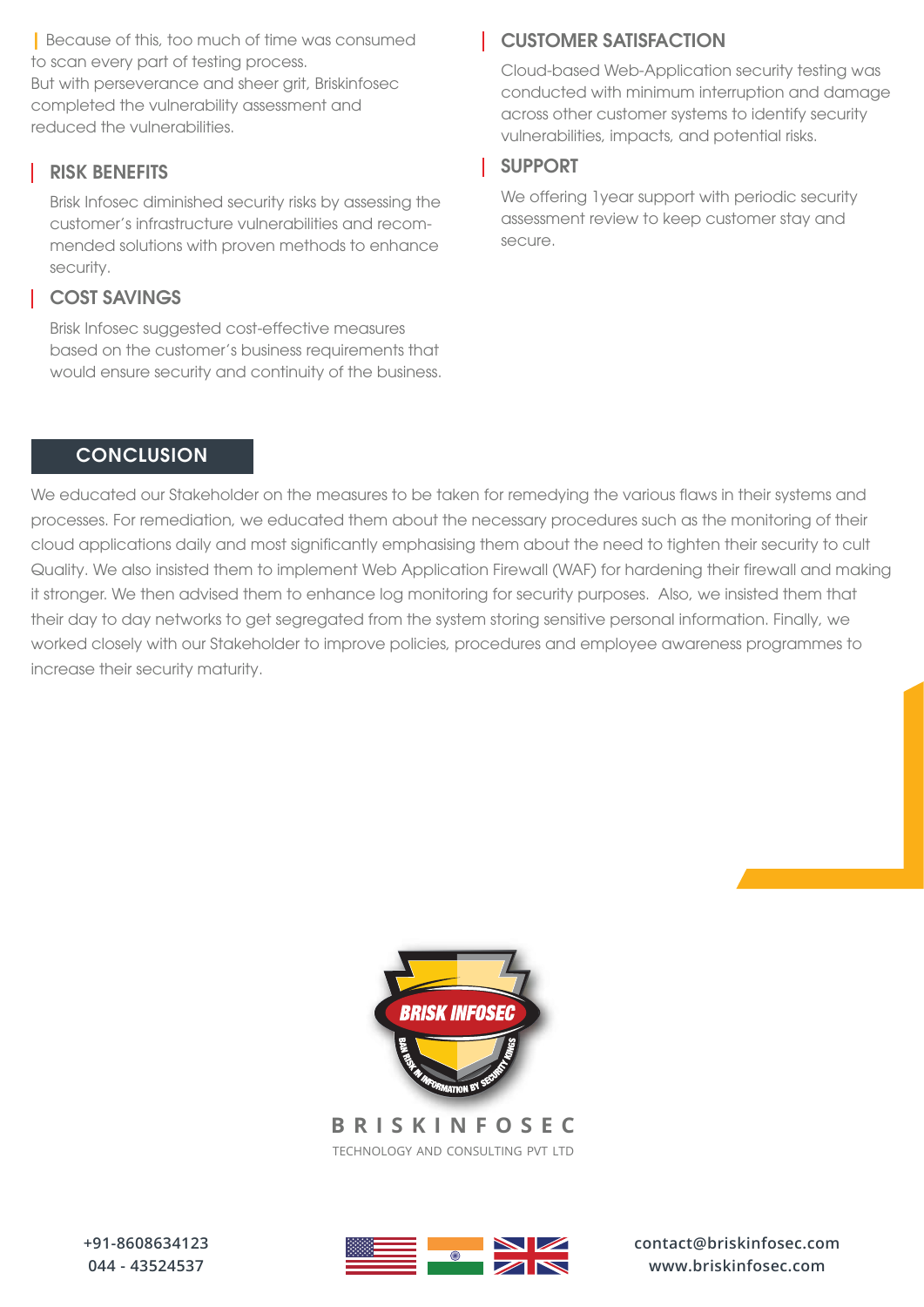Because of this, too much of time was consumed to scan every part of testing process. But with perseverance and sheer grit, Briskinfosec completed the vulnerability assessment and reduced the vulnerabilities.

## RISK BENEFITS

Brisk Infosec diminished security risks by assessing the customer's infrastructure vulnerabilities and recommended solutions with proven methods to enhance security.

## COST SAVINGS

Brisk Infosec suggested cost-effective measures based on the customer's business requirements that would ensure security and continuity of the business.

## CUSTOMER SATISFACTION

Cloud-based Web-Application security testing was conducted with minimum interruption and damage across other customer systems to identify security vulnerabilities, impacts, and potential risks.

## SUPPORT

We offering 1year support with periodic security assessment review to keep customer stay and secure.

## CONCLUSION

We educated our Stakeholder on the measures to be taken for remedying the various flaws in their systems and processes. For remediation, we educated them about the necessary procedures such as the monitoring of their cloud applications daily and most significantly emphasising them about the need to tighten their security to cult Quality. We also insisted them to implement Web Application Firewall (WAF) for hardening their firewall and making it stronger. We then advised them to enhance log monitoring for security purposes. Also, we insisted them that their day to day networks to get segregated from the system storing sensitive personal information. Finally, we worked closely with our Stakeholder to improve policies, procedures and employee awareness programmes to increase their security maturity.

BRISKINFOSEC
TECHNOLOGY AND CONSULTING PVT LTD

+91-8608634123
044 - 43524537

contact@briskinfosec.com
www.briskinfosec.com